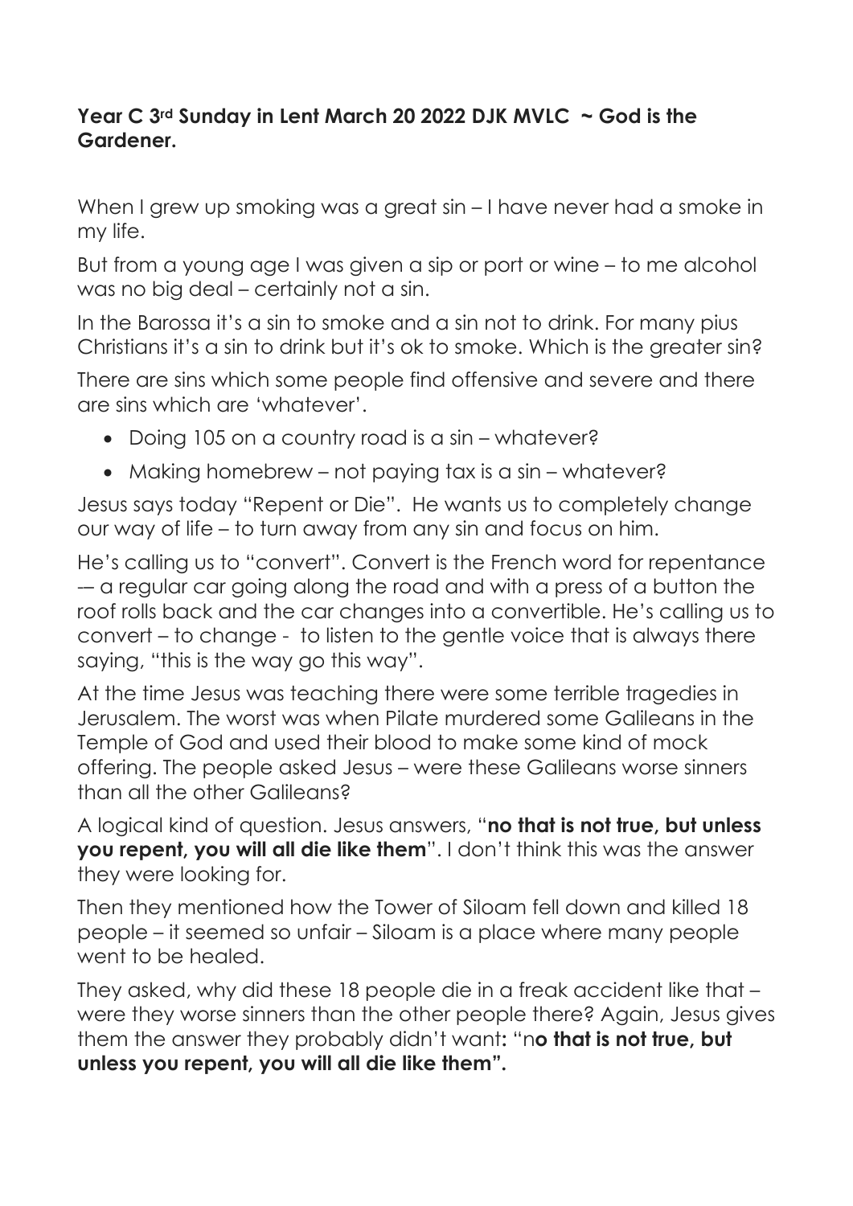**Year C 3rd Sunday in Lent March 20 2022 DJK MVLC ~ God is the Gardener.**

When I grew up smoking was a great sin – I have never had a smoke in my life.

But from a young age I was given a sip or port or wine – to me alcohol was no big deal – certainly not a sin.

In the Barossa it's a sin to smoke and a sin not to drink. For many pius Christians it's a sin to drink but it's ok to smoke. Which is the greater sin?

There are sins which some people find offensive and severe and there are sins which are 'whatever'.

- Doing 105 on a country road is a sin – whatever?
- Making homebrew – not paying tax is a sin – whatever?

Jesus says today "Repent or Die". He wants us to completely change our way of life – to turn away from any sin and focus on him.

He's calling us to "convert". Convert is the French word for repentance -– a regular car going along the road and with a press of a button the roof rolls back and the car changes into a convertible. He's calling us to convert – to change - to listen to the gentle voice that is always there saying, "this is the way go this way".

At the time Jesus was teaching there were some terrible tragedies in Jerusalem. The worst was when Pilate murdered some Galileans in the Temple of God and used their blood to make some kind of mock offering. The people asked Jesus – were these Galileans worse sinners than all the other Galileans?

A logical kind of question. Jesus answers, "**no that is not true, but unless you repent, you will all die like them**". I don't think this was the answer they were looking for.

Then they mentioned how the Tower of Siloam fell down and killed 18 people – it seemed so unfair – Siloam is a place where many people went to be healed.

They asked, why did these 18 people die in a freak accident like that – were they worse sinners than the other people there? Again, Jesus gives them the answer they probably didn't want: "n**o that is not true, but unless you repent, you will all die like them".**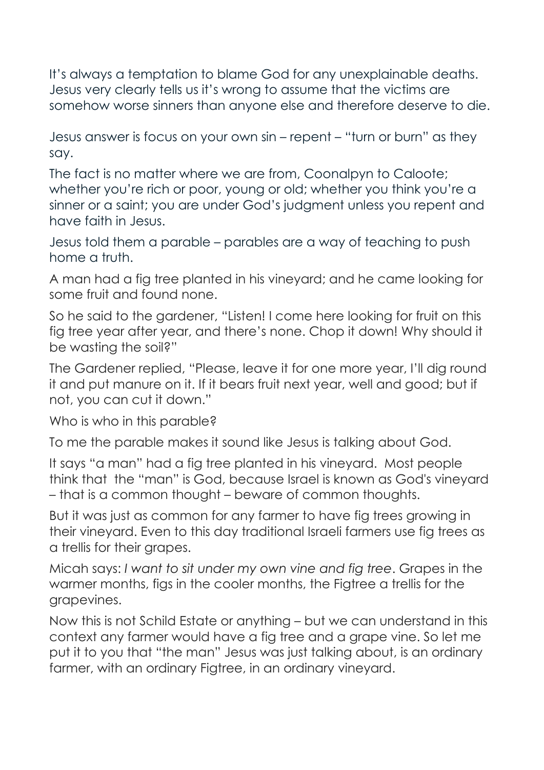It's always a temptation to blame God for any unexplainable deaths. Jesus very clearly tells us it's wrong to assume that the victims are somehow worse sinners than anyone else and therefore deserve to die.

Jesus answer is focus on your own sin – repent – "turn or burn" as they say.

The fact is no matter where we are from, Coonalpyn to Caloote; whether you're rich or poor, young or old; whether you think you're a sinner or a saint; you are under God's judgment unless you repent and have faith in Jesus.

Jesus told them a parable – parables are a way of teaching to push home a truth.

A man had a fig tree planted in his vineyard; and he came looking for some fruit and found none.

So he said to the gardener, "Listen! I come here looking for fruit on this fig tree year after year, and there's none. Chop it down! Why should it be wasting the soil?"

The Gardener replied, "Please, leave it for one more year, I'll dig round it and put manure on it. If it bears fruit next year, well and good; but if not, you can cut it down."

Who is who in this parable?

To me the parable makes it sound like Jesus is talking about God.

It says "a man" had a fig tree planted in his vineyard. Most people think that the "man" is God, because Israel is known as God's vineyard – that is a common thought – beware of common thoughts.

But it was just as common for any farmer to have fig trees growing in their vineyard. Even to this day traditional Israeli farmers use fig trees as a trellis for their grapes.

Micah says: *I want to sit under my own vine and fig tree*. Grapes in the warmer months, figs in the cooler months, the Figtree a trellis for the grapevines.

Now this is not Schild Estate or anything – but we can understand in this context any farmer would have a fig tree and a grape vine. So let me put it to you that "the man" Jesus was just talking about, is an ordinary farmer, with an ordinary Figtree, in an ordinary vineyard.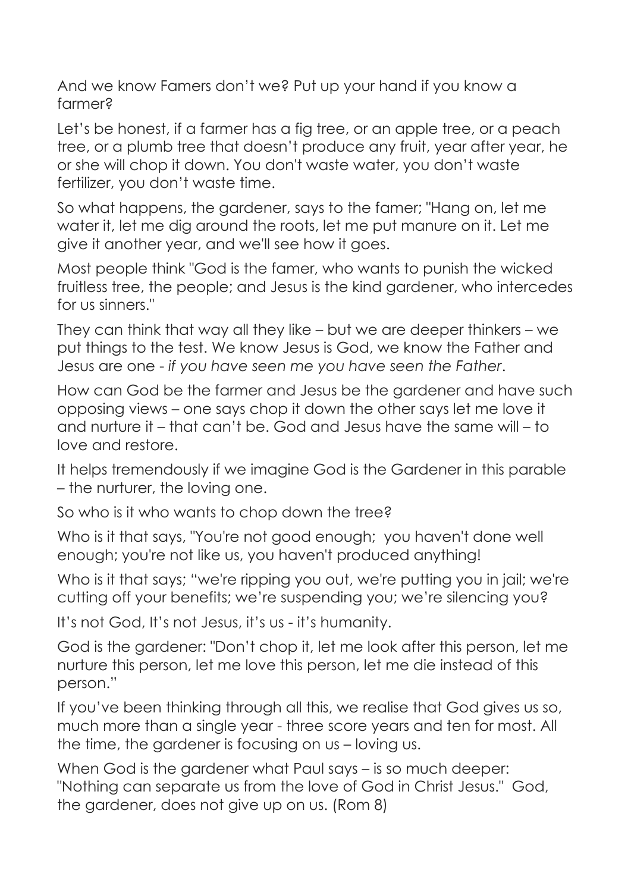And we know Famers don't we? Put up your hand if you know a farmer?

Let's be honest, if a farmer has a fig tree, or an apple tree, or a peach tree, or a plumb tree that doesn't produce any fruit, year after year, he or she will chop it down. You don't waste water, you don't waste fertilizer, you don't waste time.

So what happens, the gardener, says to the famer; "Hang on, let me water it, let me dig around the roots, let me put manure on it. Let me give it another year, and we'll see how it goes.

Most people think "God is the famer, who wants to punish the wicked fruitless tree, the people; and Jesus is the kind gardener, who intercedes for us sinners."

They can think that way all they like – but we are deeper thinkers – we put things to the test. We know Jesus is God, we know the Father and Jesus are one - *if you have seen me you have seen the Father*.

How can God be the farmer and Jesus be the gardener and have such opposing views – one says chop it down the other says let me love it and nurture it – that can't be. God and Jesus have the same will – to love and restore.

It helps tremendously if we imagine God is the Gardener in this parable – the nurturer, the loving one.

So who is it who wants to chop down the tree?

Who is it that says, "You're not good enough; you haven't done well enough; you're not like us, you haven't produced anything!

Who is it that says; "we're ripping you out, we're putting you in jail; we're cutting off your benefits; we're suspending you; we're silencing you?

It's not God, It's not Jesus, it's us - it's humanity.

God is the gardener: "Don't chop it, let me look after this person, let me nurture this person, let me love this person, let me die instead of this person."

If you've been thinking through all this, we realise that God gives us so, much more than a single year - three score years and ten for most. All the time, the gardener is focusing on us – loving us.

When God is the gardener what Paul says – is so much deeper: "Nothing can separate us from the love of God in Christ Jesus." God, the gardener, does not give up on us. (Rom 8)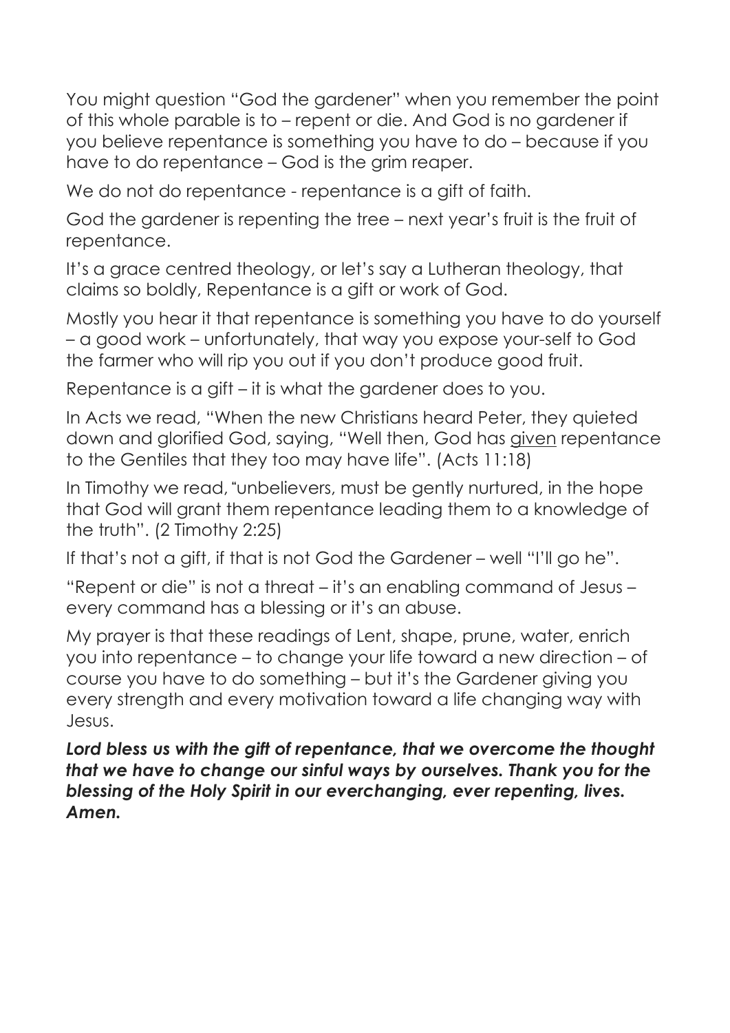You might question "God the gardener" when you remember the point of this whole parable is to – repent or die. And God is no gardener if you believe repentance is something you have to do – because if you have to do repentance – God is the grim reaper.

We do not do repentance - repentance is a gift of faith.

God the gardener is repenting the tree – next year's fruit is the fruit of repentance.

It's a grace centred theology, or let's say a Lutheran theology, that claims so boldly, Repentance is a gift or work of God.

Mostly you hear it that repentance is something you have to do yourself – a good work – unfortunately, that way you expose your-self to God the farmer who will rip you out if you don't produce good fruit.

Repentance is a gift – it is what the gardener does to you.

In Acts we read, "When the new Christians heard Peter, they quieted down and glorified God, saying, "Well then, God has <u>given</u> repentance to the Gentiles that they too may have life". (Acts 11:18)

In Timothy we read, "unbelievers, must be gently nurtured, in the hope that God will grant them repentance leading them to a knowledge of the truth". (2 Timothy 2:25)

If that's not a gift, if that is not God the Gardener – well "I'll go he".

"Repent or die" is not a threat – it's an enabling command of Jesus – every command has a blessing or it's an abuse.

My prayer is that these readings of Lent, shape, prune, water, enrich you into repentance – to change your life toward a new direction – of course you have to do something – but it's the Gardener giving you every strength and every motivation toward a life changing way with Jesus.

***Lord bless us with the gift of repentance, that we overcome the thought that we have to change our sinful ways by ourselves. Thank you for the blessing of the Holy Spirit in our everchanging, ever repenting, lives. Amen.***